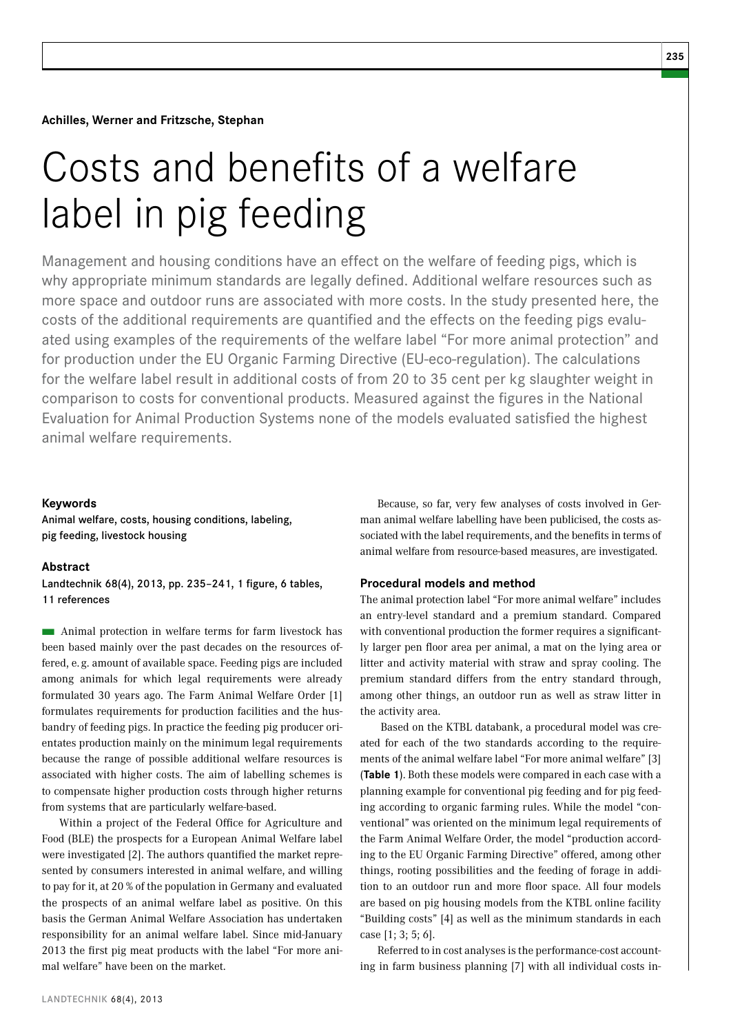**Achilles, Werner and Fritzsche, Stephan**

# Costs and benefits of a welfare label in pig feeding

Management and housing conditions have an effect on the welfare of feeding pigs, which is why appropriate minimum standards are legally defined. Additional welfare resources such as more space and outdoor runs are associated with more costs. In the study presented here, the costs of the additional requirements are quantified and the effects on the feeding pigs evaluated using examples of the requirements of the welfare label "For more animal protection" and for production under the EU Organic Farming Directive (EU-eco-regulation). The calculations for the welfare label result in additional costs of from 20 to 35 cent per kg slaughter weight in comparison to costs for conventional products. Measured against the figures in the National Evaluation for Animal Production Systems none of the models evaluated satisfied the highest animal welfare requirements.

#### Keywords

Animal welfare, costs, housing conditions, labeling, pig feeding, livestock housing

#### Abstract

Landtechnik 68(4), 2013, pp. 235–241, 1 figure, 6 tables, 11 references

Animal protection in welfare terms for farm livestock has been based mainly over the past decades on the resources offered, e. g. amount of available space. Feeding pigs are included among animals for which legal requirements were already formulated 30 years ago. The Farm Animal Welfare Order [1] formulates requirements for production facilities and the husbandry of feeding pigs. In practice the feeding pig producer orientates production mainly on the minimum legal requirements because the range of possible additional welfare resources is associated with higher costs. The aim of labelling schemes is to compensate higher production costs through higher returns from systems that are particularly welfare-based.

Within a project of the Federal Office for Agriculture and Food (BLE) the prospects for a European Animal Welfare label were investigated [2]. The authors quantified the market represented by consumers interested in animal welfare, and willing to pay for it, at 20 % of the population in Germany and evaluated the prospects of an animal welfare label as positive. On this basis the German Animal Welfare Association has undertaken responsibility for an animal welfare label. Since mid-January 2013 the first pig meat products with the label "For more animal welfare" have been on the market.

Because, so far, very few analyses of costs involved in German animal welfare labelling have been publicised, the costs associated with the label requirements, and the benefits in terms of animal welfare from resource-based measures, are investigated.

#### Procedural models and method

The animal protection label "For more animal welfare" includes an entry-level standard and a premium standard. Compared with conventional production the former requires a significantly larger pen floor area per animal, a mat on the lying area or litter and activity material with straw and spray cooling. The premium standard differs from the entry standard through, among other things, an outdoor run as well as straw litter in the activity area.

Based on the KTBL databank, a procedural model was created for each of the two standards according to the requirements of the animal welfare label "For more animal welfare" [3] (**Table 1**). Both these models were compared in each case with a planning example for conventional pig feeding and for pig feeding according to organic farming rules. While the model "conventional" was oriented on the minimum legal requirements of the Farm Animal Welfare Order, the model "production according to the EU Organic Farming Directive" offered, among other things, rooting possibilities and the feeding of forage in addition to an outdoor run and more floor space. All four models are based on pig housing models from the KTBL online facility "Building costs" [4] as well as the minimum standards in each case [1; 3; 5; 6].

Referred to in cost analyses is the performance-cost accounting in farm business planning [7] with all individual costs in-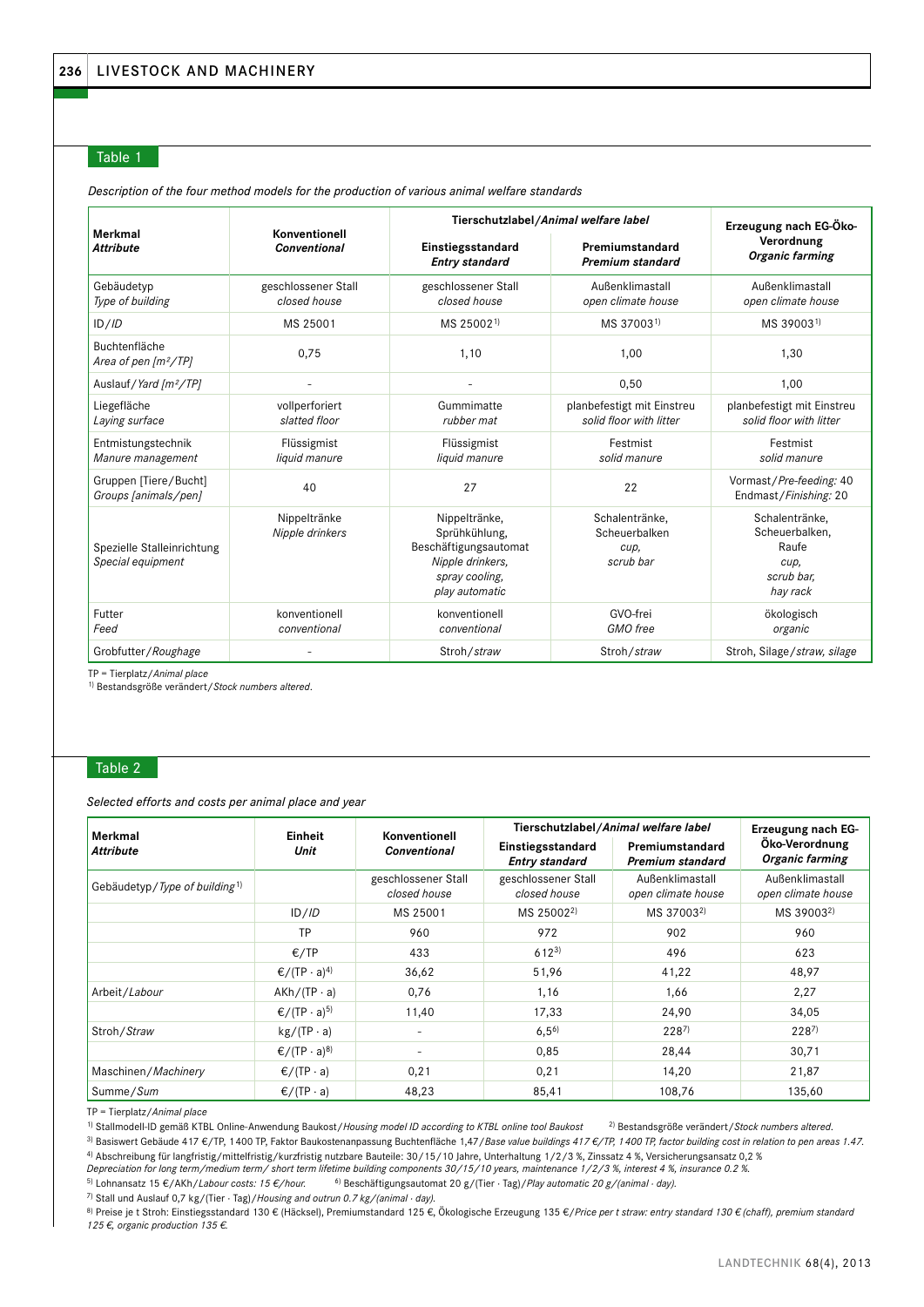Table 1

*Description of the four method models for the production of various animal welfare standards*

| Merkmal *Attribute* | Konventionell *Conventional* | Tierschutzlabel/*Animal welfare label* | | Erzeugung nach EG-Öko-Verordnung *Organic farming* |
|---|---|---|---|---|
| | | Einstiegsstandard *Entry standard* | Premiumstandard *Premium standard* | |
| Gebäudetyp *Type of building* | geschlossener Stall *closed house* | geschlossener Stall *closed house* | Außenklimastall *open climate house* | Außenklimastall *open climate house* |
| ID/*ID* | MS 25001 | MS 25002[1] | MS 37003[1] | MS 39003[1] |
| Buchtenfläche *Area of pen [m²/TP]* | 0,75 | 1,10 | 1,00 | 1,30 |
| Auslauf/*Yard [m²/TP]* | - | - | 0,50 | 1,00 |
| Liegefläche *Laying surface* | vollperforiert *slatted floor* | Gummimatte *rubber mat* | planbefestigt mit Einstreu *solid floor with litter* | planbefestigt mit Einstreu *solid floor with litter* |
| Entmistungstechnik *Manure management* | Flüssigmist *liquid manure* | Flüssigmist *liquid manure* | Festmist *solid manure* | Festmist *solid manure* |
| Gruppen [Tiere/Bucht] *Groups [animals/pen]* | 40 | 27 | 22 | Vormast/*Pre-feeding*: 40 Endmast/*Finishing*: 20 |
| Spezielle Stalleinrichtung *Special equipment* | Nippeltränke *Nipple drinkers* | Nippeltränke, Sprühkühlung, Beschäftigungsautomat *Nipple drinkers, spray cooling, play automatic* | Schalentränke, Scheuerbalken *cup, scrub bar* | Schalentränke, Scheuerbalken, Raufe *cup, scrub bar, hay rack* |
| Futter *Feed* | konventionell *conventional* | konventionell *conventional* | GVO-frei *GMO free* | ökologisch *organic* |
| Grobfutter/*Roughage* | - | Stroh/*straw* | Stroh/*straw* | Stroh, Silage/*straw, silage* |

TP = Tierplatz/*Animal place*
[1] Bestandsgröße verändert/*Stock numbers altered.*

Table 2

*Selected efforts and costs per animal place and year*

| Merkmal *Attribute* | Einheit *Unit* | Konventionell *Conventional* | Tierschutzlabel/*Animal welfare label* | | Erzeugung nach EG-Öko-Verordnung *Organic farming* |
|---|---|---|---|---|---|
| | | | Einstiegsstandard *Entry standard* | Premiumstandard *Premium standard* | |
| Gebäudetyp/*Type of building*[1] | | geschlossener Stall *closed house* | geschlossener Stall *closed house* | Außenklimastall *open climate house* | Außenklimastall *open climate house* |
| | ID/*ID* | MS 25001 | MS 25002[2] | MS 37003[2] | MS 39003[2] |
| | TP | 960 | 972 | 902 | 960 |
| | €/TP | 433 | 612[3] | 496 | 623 |
| | €/(TP · a)[4] | 36,62 | 51,96 | 41,22 | 48,97 |
| Arbeit/*Labour* | AKh/(TP · a) | 0,76 | 1,16 | 1,66 | 2,27 |
| | €/(TP · a)[5] | 11,40 | 17,33 | 24,90 | 34,05 |
| Stroh/*Straw* | kg/(TP · a) | - | 6,5[6] | 228[7] | 228[7] |
| | €/(TP · a)[8] | - | 0,85 | 28,44 | 30,71 |
| Maschinen/*Machinery* | €/(TP · a) | 0,21 | 0,21 | 14,20 | 21,87 |
| Summe/*Sum* | €/(TP · a) | 48,23 | 85,41 | 108,76 | 135,60 |

TP = Tierplatz/*Animal place*
[1] Stallmodell-ID gemäß KTBL Online-Anwendung Baukost/*Housing model ID according to KTBL online tool Baukost* [2] Bestandsgröße verändert/*Stock numbers altered.*
[3] Basiswert Gebäude 417 €/TP, 1400 TP, Faktor Baukostenanpassung Buchtenfläche 1,47/*Base value buildings 417 €/TP, 1400 TP, factor building cost in relation to pen areas 1.47.*
[4] Abschreibung für langfristig/mittelfristig/kurzfristig nutzbare Bauteile: 30/15/10 Jahre, Unterhaltung 1/2/3 %, Zinssatz 4 %, Versicherungsansatz 0,2 %
*Depreciation for long term/medium term/ short term lifetime building components 30/15/10 years, maintenance 1/2/3 %, interest 4 %, insurance 0.2 %.*
[5] Lohnansatz 15 €/AKh/*Labour costs: 15 €/hour.* [6] Beschäftigungsautomat 20 g/(Tier · Tag)/*Play automatic 20 g/(animal · day).*
[7] Stall und Auslauf 0,7 kg/(Tier · Tag)/*Housing and outrun 0.7 kg/(animal · day).*
[8] Preise je t Stroh: Einstiegsstandard 130 € (Häcksel), Premiumstandard 125 €, Ökologische Erzeugung 135 €/*Price per t straw: entry standard 130 € (chaff), premium standard 125 €, organic production 135 €.*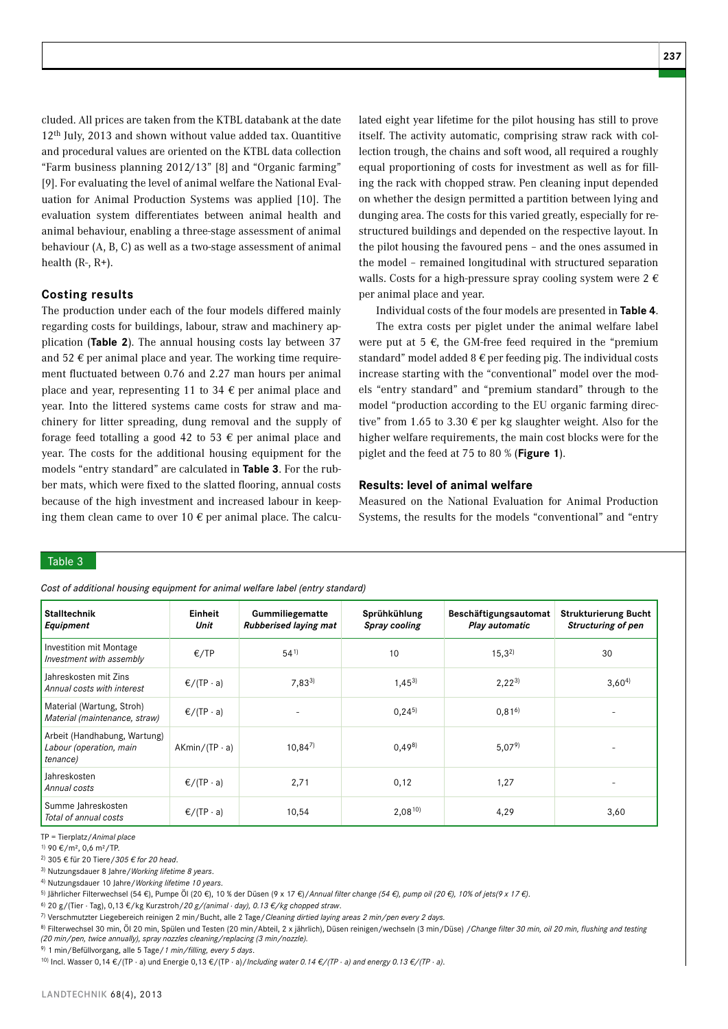cluded. All prices are taken from the KTBL databank at the date 12th July, 2013 and shown without value added tax. Quantitive and procedural values are oriented on the KTBL data collection "Farm business planning 2012/13" [8] and "Organic farming" [9]. For evaluating the level of animal welfare the National Evaluation for Animal Production Systems was applied [10]. The evaluation system differentiates between animal health and animal behaviour, enabling a three-stage assessment of animal behaviour (A, B, C) as well as a two-stage assessment of animal health (R-, R+).

## Costing results

The production under each of the four models differed mainly regarding costs for buildings, labour, straw and machinery application (**Table 2**). The annual housing costs lay between 37 and 52 € per animal place and year. The working time requirement fluctuated between 0.76 and 2.27 man hours per animal place and year, representing 11 to 34 € per animal place and year. Into the littered systems came costs for straw and machinery for litter spreading, dung removal and the supply of forage feed totalling a good 42 to 53 € per animal place and year. The costs for the additional housing equipment for the models "entry standard" are calculated in **Table 3**. For the rubber mats, which were fixed to the slatted flooring, annual costs because of the high investment and increased labour in keeping them clean came to over 10 € per animal place. The calculated eight year lifetime for the pilot housing has still to prove itself. The activity automatic, comprising straw rack with collection trough, the chains and soft wood, all required a roughly equal proportioning of costs for investment as well as for filling the rack with chopped straw. Pen cleaning input depended on whether the design permitted a partition between lying and dunging area. The costs for this varied greatly, especially for restructured buildings and depended on the respective layout. In the pilot housing the favoured pens – and the ones assumed in the model – remained longitudinal with structured separation walls. Costs for a high-pressure spray cooling system were 2 € per animal place and year.

Individual costs of the four models are presented in **Table 4**.

The extra costs per piglet under the animal welfare label were put at 5 €, the GM-free feed required in the "premium standard" model added 8 € per feeding pig. The individual costs increase starting with the "conventional" model over the models "entry standard" and "premium standard" through to the model "production according to the EU organic farming directive" from 1.65 to 3.30 € per kg slaughter weight. Also for the higher welfare requirements, the main cost blocks were for the piglet and the feed at 75 to 80 % (**Figure 1**).

## Results: level of animal welfare

Measured on the National Evaluation for Animal Production Systems, the results for the models "conventional" and "entry

Table 3

*Cost of additional housing equipment for animal welfare label (entry standard)*

| **Stalltechnik** *Equipment* | **Einheit** *Unit* | **Gummiliegematte** *Rubberised laying mat* | **Sprühkühlung** *Spray cooling* | **Beschäftigungsautomat** *Play automatic* | **Strukturierung Bucht** *Structuring of pen* |
|---|---|---|---|---|---|
| Investition mit Montage *Investment with assembly* | €/TP | 54 [1)] | 10 | 15,3 [2)] | 30 |
| Jahreskosten mit Zins *Annual costs with interest* | €/(TP · a) | 7,83 [3)] | 1,45 [3)] | 2,22 [3)] | 3,60 [4)] |
| Material (Wartung, Stroh) *Material (maintenance, straw)* | €/(TP · a) | - | 0,24 [5)] | 0,81 [6)] | - |
| Arbeit (Handhabung, Wartung) *Labour (operation, maintenance)* | AKmin/(TP · a) | 10,84 [7)] | 0,49 [8)] | 5,07 [9)] | - |
| Jahreskosten *Annual costs* | €/(TP · a) | 2,71 | 0,12 | 1,27 | - |
| Summe Jahreskosten *Total of annual costs* | €/(TP · a) | 10,54 | 2,08 [10)] | 4,29 | 3,60 |

TP = Tierplatz/*Animal place*

1) 90 €/m², 0,6 m²/TP.

2) 305 € für 20 Tiere/*305 € for 20 head*.

3) Nutzungsdauer 8 Jahre/*Working lifetime 8 years*.

4) Nutzungsdauer 10 Jahre/*Working lifetime 10 years*.

5) Jährlicher Filterwechsel (54 €), Pumpe Öl (20 €), 10 % der Düsen (9 x 17 €)/*Annual filter change (54 €), pump oil (20 €), 10% of jets(9 x 17 €)*.

6) 20 g/(Tier · Tag), 0,13 €/kg Kurzstroh/*20 g/(animal · day), 0.13 €/kg chopped straw*.

7) Verschmutzter Liegebereich reinigen 2 min/Bucht, alle 2 Tage/*Cleaning dirtied laying areas 2 min/pen every 2 days*.

8) Filterwechsel 30 min, Öl 20 min, Spülen und Testen (20 min/Abteil, 2 x jährlich), Düsen reinigen/wechseln (3 min/Düse) /*Change filter 30 min, oil 20 min, flushing and testing (20 min/pen, twice annually), spray nozzles cleaning/replacing (3 min/nozzle)*.

9) 1 min/Befüllvorgang, alle 5 Tage/*1 min/filling, every 5 days*.

10) Incl. Wasser 0,14 €/(TP · a) und Energie 0,13 €/(TP · a)/*Including water 0.14 €/(TP · a) and energy 0.13 €/(TP · a)*.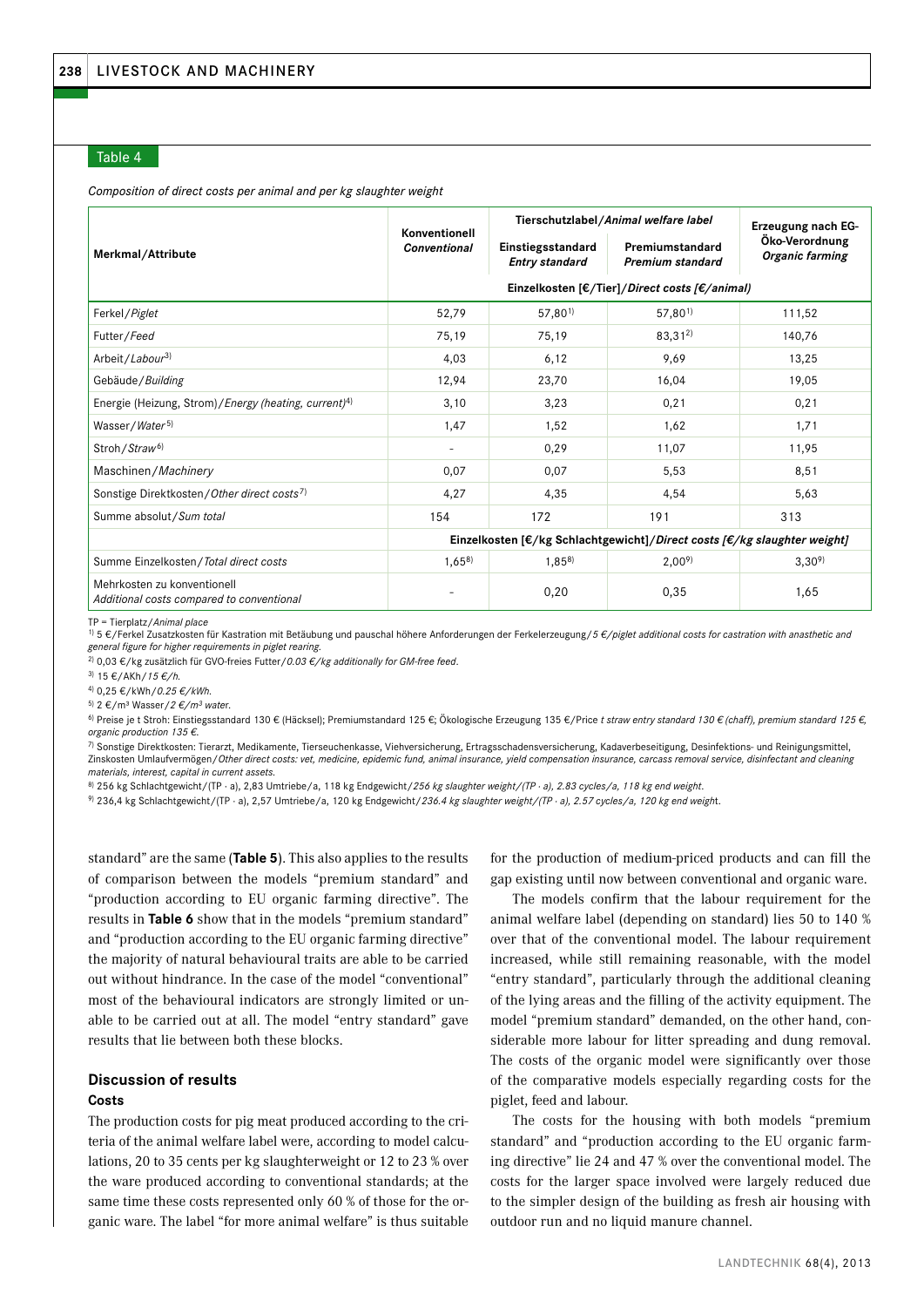Table 4

*Composition of direct costs per animal and per kg slaughter weight*

| Merkmal/*Attribute* | Konventionell *Conventional* | Tierschutzlabel/*Animal welfare label* | | Erzeugung nach EG-Öko-Verordnung *Organic farming* |
|---|---|---|---|---|
| | | Einstiegsstandard *Entry standard* | Premiumstandard *Premium standard* | |
| | Einzelkosten [€/Tier]/*Direct costs [€/animal]* | | | |
| Ferkel/*Piglet* | 52,79 | 57,80[1] | 57,80[1] | 111,52 |
| Futter/*Feed* | 75,19 | 75,19 | 83,31[2] | 140,76 |
| Arbeit/*Labour*[3] | 4,03 | 6,12 | 9,69 | 13,25 |
| Gebäude/*Building* | 12,94 | 23,70 | 16,04 | 19,05 |
| Energie (Heizung, Strom)/*Energy (heating, current)*[4] | 3,10 | 3,23 | 0,21 | 0,21 |
| Wasser/*Water*[5] | 1,47 | 1,52 | 1,62 | 1,71 |
| Stroh/*Straw*[6] | - | 0,29 | 11,07 | 11,95 |
| Maschinen/*Machinery* | 0,07 | 0,07 | 5,53 | 8,51 |
| Sonstige Direktkosten/*Other direct costs*[7] | 4,27 | 4,35 | 4,54 | 5,63 |
| Summe absolut/*Sum total* | 154 | 172 | 191 | 313 |
| | Einzelkosten [€/kg Schlachtgewicht]/*Direct costs [€/kg slaughter weight]* | | | |
| Summe Einzelkosten/*Total direct costs* | 1,65[8] | 1,85[8] | 2,00[9] | 3,30[9] |
| Mehrkosten zu konventionell *Additional costs compared to conventional* | - | 0,20 | 0,35 | 1,65 |

TP = Tierplatz/*Animal place*

[1] 5 €/Ferkel Zusatzkosten für Kastration mit Betäubung und pauschal höhere Anforderungen der Ferkelerzeugung/*5 €/piglet additional costs for castration with anasthetic and general figure for higher requirements in piglet rearing.*

[2] 0,03 €/kg zusätzlich für GVO-freies Futter/*0.03 €/kg additionally for GM-free feed.*

[3] 15 €/AKh/*15 €/h.*

[4] 0,25 €/kWh/*0.25 €/kWh.*

[5] 2 €/m³ Wasser/*2 €/m³ water.*

[6] Preise je t Stroh: Einstiegsstandard 130 € (Häcksel); Premiumstandard 125 €; Ökologische Erzeugung 135 €/*Price t straw entry standard 130 € (chaff), premium standard 125 €, organic production 135 €.*

[7] Sonstige Direktkosten: Tierarzt, Medikamente, Tierseuchenkasse, Viehversicherung, Ertragsschadensversicherung, Kadaverbeseitigung, Desinfektions- und Reinigungsmittel, Zinskosten Umlaufvermögen/*Other direct costs: vet, medicine, epidemic fund, animal insurance, yield compensation insurance, carcass removal service, disinfectant and cleaning materials, interest, capital in current assets.*

[8] 256 kg Schlachtgewicht/(TP · a), 2,83 Umtriebe/a, 118 kg Endgewicht/*256 kg slaughter weight/(TP · a), 2.83 cycles/a, 118 kg end weight.*

[9] 236,4 kg Schlachtgewicht/(TP · a), 2,57 Umtriebe/a, 120 kg Endgewicht/*236.4 kg slaughter weight/(TP · a), 2.57 cycles/a, 120 kg end weight.*

standard" are the same (**Table 5**). This also applies to the results of comparison between the models "premium standard" and "production according to EU organic farming directive". The results in **Table 6** show that in the models "premium standard" and "production according to the EU organic farming directive" the majority of natural behavioural traits are able to be carried out without hindrance. In the case of the model "conventional" most of the behavioural indicators are strongly limited or unable to be carried out at all. The model "entry standard" gave results that lie between both these blocks.

## Discussion of results

### Costs

The production costs for pig meat produced according to the criteria of the animal welfare label were, according to model calculations, 20 to 35 cents per kg slaughterweight or 12 to 23 % over the ware produced according to conventional standards; at the same time these costs represented only 60 % of those for the organic ware. The label "for more animal welfare" is thus suitable for the production of medium-priced products and can fill the gap existing until now between conventional and organic ware.

The models confirm that the labour requirement for the animal welfare label (depending on standard) lies 50 to 140 % over that of the conventional model. The labour requirement increased, while still remaining reasonable, with the model "entry standard", particularly through the additional cleaning of the lying areas and the filling of the activity equipment. The model "premium standard" demanded, on the other hand, considerable more labour for litter spreading and dung removal. The costs of the organic model were significantly over those of the comparative models especially regarding costs for the piglet, feed and labour.

The costs for the housing with both models "premium standard" and "production according to the EU organic farming directive" lie 24 and 47 % over the conventional model. The costs for the larger space involved were largely reduced due to the simpler design of the building as fresh air housing with outdoor run and no liquid manure channel.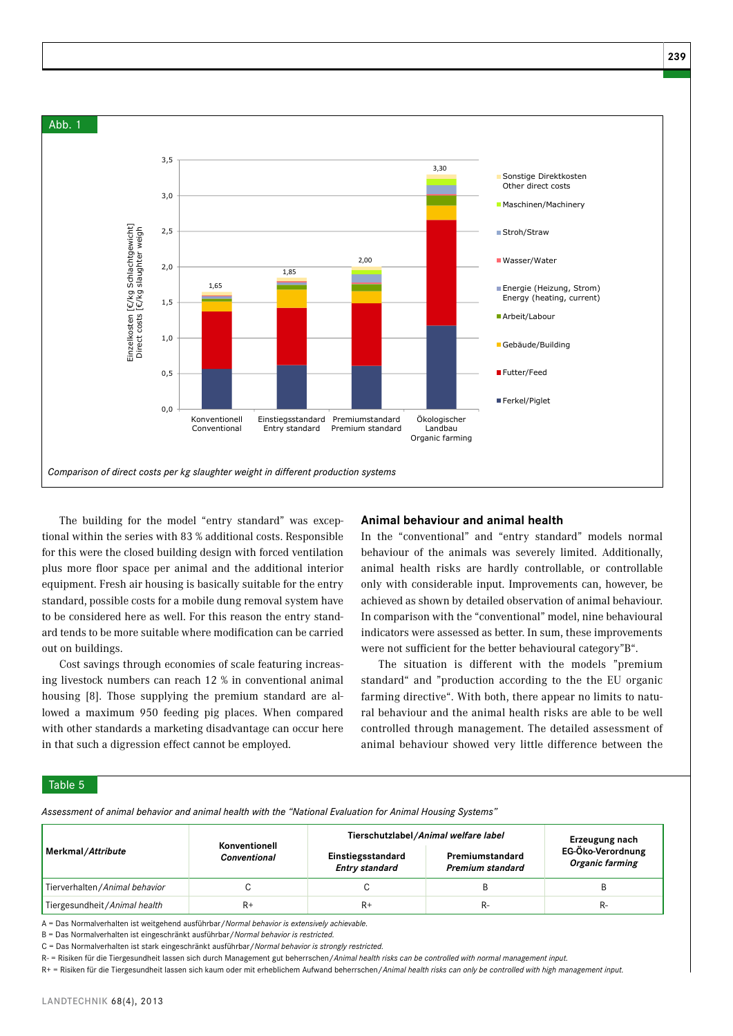Abb. 1

Comparison of direct costs per kg slaughter weight in different production systems

The building for the model "entry standard" was exceptional within the series with 83 % additional costs. Responsible for this were the closed building design with forced ventilation plus more floor space per animal and the additional interior equipment. Fresh air housing is basically suitable for the entry standard, possible costs for a mobile dung removal system have to be considered here as well. For this reason the entry standard tends to be more suitable where modification can be carried out on buildings.

Cost savings through economies of scale featuring increasing livestock numbers can reach 12 % in conventional animal housing [8]. Those supplying the premium standard are allowed a maximum 950 feeding pig places. When compared with other standards a marketing disadvantage can occur here in that such a digression effect cannot be employed.

## Animal behaviour and animal health

In the "conventional" and "entry standard" models normal behaviour of the animals was severely limited. Additionally, animal health risks are hardly controllable, or controllable only with considerable input. Improvements can, however, be achieved as shown by detailed observation of animal behaviour. In comparison with the "conventional" model, nine behavioural indicators were assessed as better. In sum, these improvements were not sufficient for the better behavioural category"B".

The situation is different with the models "premium standard" and "production according to the the EU organic farming directive". With both, there appear no limits to natural behaviour and the animal health risks are able to be well controlled through management. The detailed assessment of animal behaviour showed very little difference between the

Table 5

*Assessment of animal behavior and animal health with the "National Evaluation for Animal Housing Systems"*

| **Merkmal/*Attribute*** | **Konventionell *Conventional*** | **Tierschutzlabel/*Animal welfare label*** | | **Erzeugung nach EG-Öko-Verordnung *Organic farming*** |
|---|---|---|---|---|
| | | **Einstiegsstandard *Entry standard*** | **Premiumstandard *Premium standard*** | |
| Tierverhalten/*Animal behavior* | C | C | B | B |
| Tiergesundheit/*Animal health* | R+ | R+ | R- | R- |

A = Das Normalverhalten ist weitgehend ausführbar/*Normal behavior is extensively achievable.*
B = Das Normalverhalten ist eingeschränkt ausführbar/*Normal behavior is restricted.*
C = Das Normalverhalten ist stark eingeschränkt ausführbar/*Normal behavior is strongly restricted.*
R- = Risiken für die Tiergesundheit lassen sich durch Management gut beherrschen/*Animal health risks can be controlled with normal management input.*
R+ = Risiken für die Tiergesundheit lassen sich kaum oder mit erheblichem Aufwand beherrschen/*Animal health risks can only be controlled with high management input.*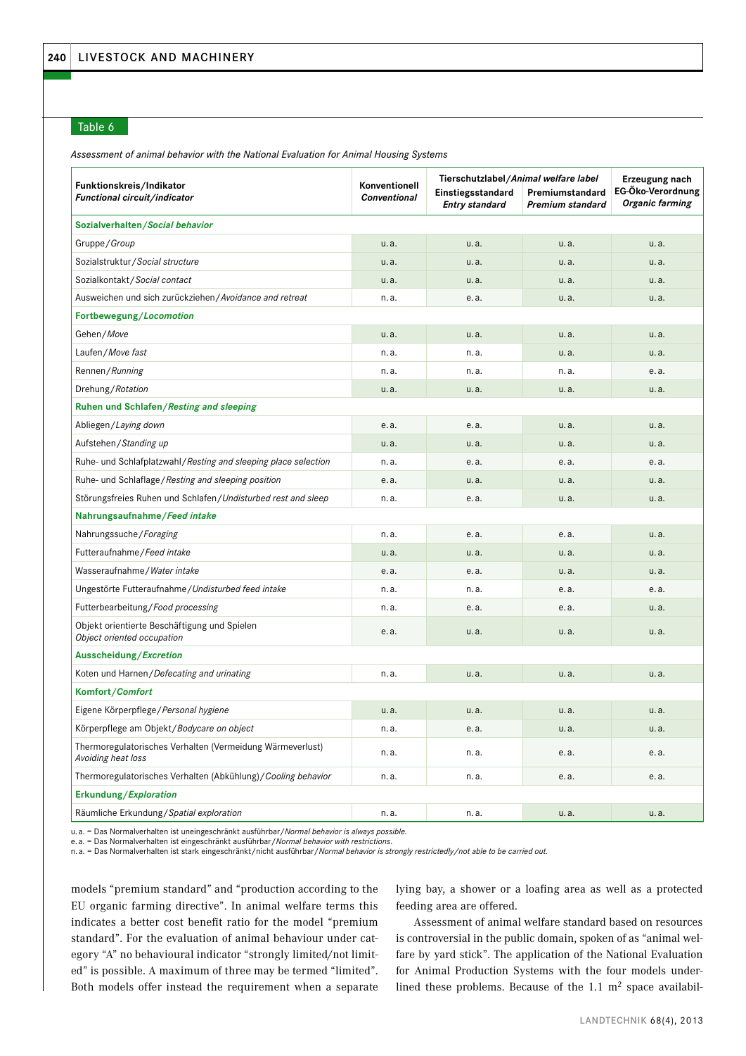Table 6

*Assessment of animal behavior with the National Evaluation for Animal Housing Systems*

| **Funktionskreis/Indikator** *Functional circuit/indicator* | **Konventionell** *Conventional* | **Tierschutzlabel/*Animal welfare label*** **Einstiegsstandard** *Entry standard* | **Premiumstandard** *Premium standard* | **Erzeugung nach EG-Öko-Verordnung** *Organic farming* |
|---|---|---|---|---|
| **Sozialverhalten/*Social behavior*** | | | | |
| Gruppe/*Group* | u. a. | u. a. | u. a. | u. a. |
| Sozialstruktur/*Social structure* | u. a. | u. a. | u. a. | u. a. |
| Sozialkontakt/*Social contact* | u. a. | u. a. | u. a. | u. a. |
| Ausweichen und sich zurückziehen/*Avoidance and retreat* | n. a. | e. a. | u. a. | u. a. |
| **Fortbewegung/*Locomotion*** | | | | |
| Gehen/*Move* | u. a. | u. a. | u. a. | u. a. |
| Laufen/*Move fast* | n. a. | n. a. | u. a. | u. a. |
| Rennen/*Running* | n. a. | n. a. | n. a. | e. a. |
| Drehung/*Rotation* | u. a. | u. a. | u. a. | u. a. |
| **Ruhen und Schlafen/*Resting and sleeping*** | | | | |
| Abliegen/*Laying down* | e. a. | e. a. | u. a. | u. a. |
| Aufstehen/*Standing up* | u. a. | u. a. | u. a. | u. a. |
| Ruhe- und Schlafplatzwahl/*Resting and sleeping place selection* | n. a. | e. a. | e. a. | e. a. |
| Ruhe- und Schlaflage/*Resting and sleeping position* | e. a. | u. a. | u. a. | u. a. |
| Störungsfreies Ruhen und Schlafen/*Undisturbed rest and sleep* | n. a. | e. a. | u. a. | u. a. |
| **Nahrungsaufnahme/*Feed intake*** | | | | |
| Nahrungssuche/*Foraging* | n. a. | e. a. | e. a. | u. a. |
| Futteraufnahme/*Feed intake* | u. a. | u. a. | u. a. | u. a. |
| Wasseraufnahme/*Water intake* | e. a. | e. a. | u. a. | u. a. |
| Ungestörte Futteraufnahme/*Undisturbed feed intake* | n. a. | n. a. | e. a. | e. a. |
| Futterbearbeitung/*Food processing* | n. a. | e. a. | e. a. | u. a. |
| Objekt orientierte Beschäftigung und Spielen *Object oriented occupation* | e. a. | u. a. | u. a. | u. a. |
| **Ausscheidung/*Excretion*** | | | | |
| Koten und Harnen/*Defecating and urinating* | n. a. | u. a. | u. a. | u. a. |
| **Komfort/*Comfort*** | | | | |
| Eigene Körperpflege/*Personal hygiene* | u. a. | u. a. | u. a. | u. a. |
| Körperpflege am Objekt/*Bodycare on object* | n. a. | e. a. | u. a. | u. a. |
| Thermoregulatorisches Verhalten (Vermeidung Wärmeverlust) *Avoiding heat loss* | n. a. | n. a. | e. a. | e. a. |
| Thermoregulatorisches Verhalten (Abkühlung)/*Cooling behavior* | n. a. | n. a. | e. a. | e. a. |
| **Erkundung/*Exploration*** | | | | |
| Räumliche Erkundung/*Spatial exploration* | n. a. | n. a. | u. a. | u. a. |

u. a. = Das Normalverhalten ist uneingeschränkt ausführbar/*Normal behavior is always possible.*
e. a. = Das Normalverhalten ist eingeschränkt ausführbar/*Normal behavior with restrictions.*
n. a. = Das Normalverhalten ist stark eingeschränkt/nicht ausführbar/*Normal behavior is strongly restrictedly/not able to be carried out.*

models "premium standard" and "production according to the EU organic farming directive". In animal welfare terms this indicates a better cost benefit ratio for the model "premium standard". For the evaluation of animal behaviour under category "A" no behavioural indicator "strongly limited/not limited" is possible. A maximum of three may be termed "limited". Both models offer instead the requirement when a separate lying bay, a shower or a loafing area as well as a protected feeding area are offered.

Assessment of animal welfare standard based on resources is controversial in the public domain, spoken of as "animal welfare by yard stick". The application of the National Evaluation for Animal Production Systems with the four models underlined these problems. Because of the 1.1 $m^2$ space availabil-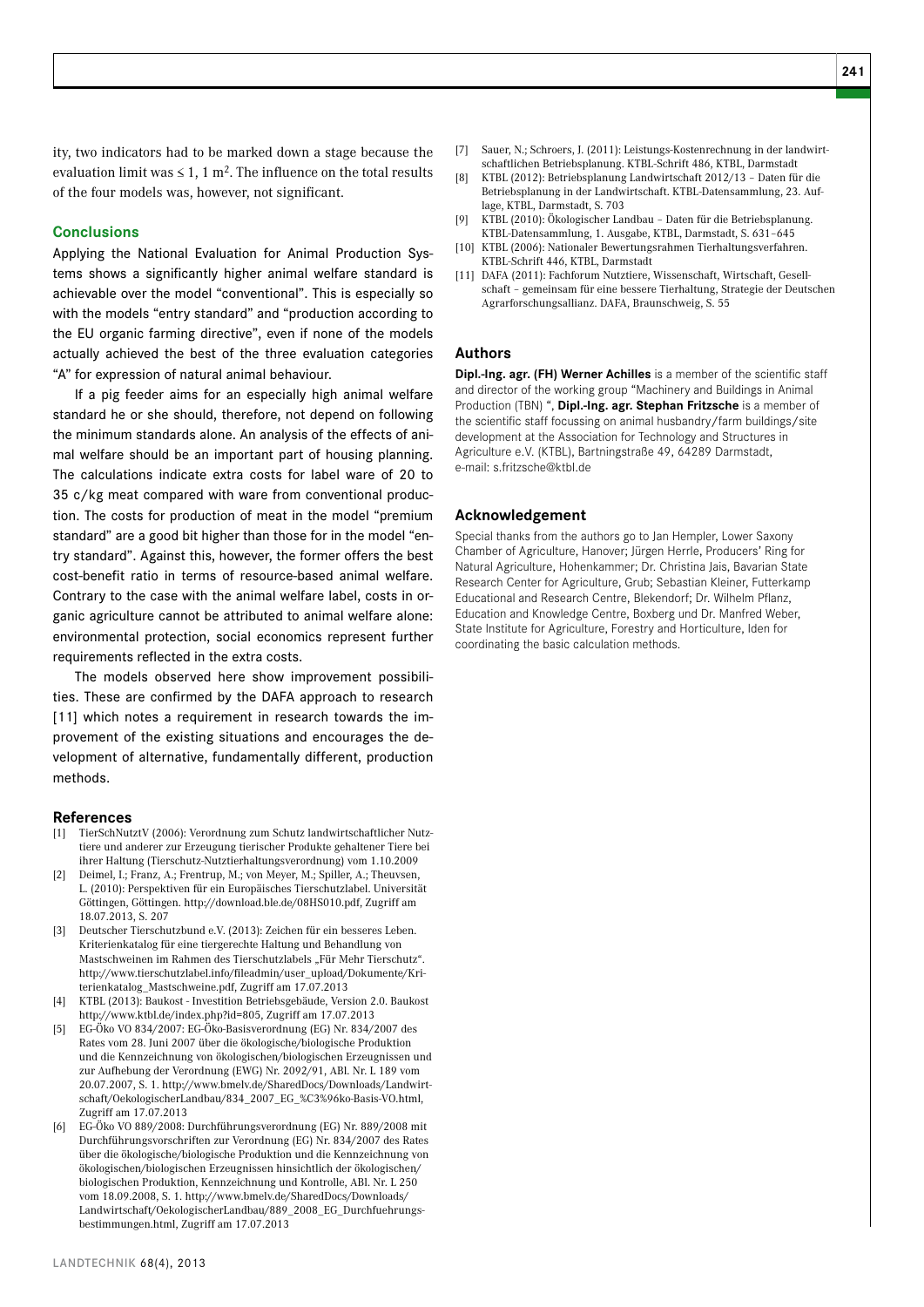ity, two indicators had to be marked down a stage because the evaluation limit was ≤ 1, 1 $m^2$. The influence on the total results of the four models was, however, not significant.

## Conclusions

Applying the National Evaluation for Animal Production Systems shows a significantly higher animal welfare standard is achievable over the model "conventional". This is especially so with the models "entry standard" and "production according to the EU organic farming directive", even if none of the models actually achieved the best of the three evaluation categories "A" for expression of natural animal behaviour.

If a pig feeder aims for an especially high animal welfare standard he or she should, therefore, not depend on following the minimum standards alone. An analysis of the effects of animal welfare should be an important part of housing planning. The calculations indicate extra costs for label ware of 20 to 35 c/kg meat compared with ware from conventional production. The costs for production of meat in the model "premium standard" are a good bit higher than those for in the model "entry standard". Against this, however, the former offers the best cost-benefit ratio in terms of resource-based animal welfare. Contrary to the case with the animal welfare label, costs in organic agriculture cannot be attributed to animal welfare alone: environmental protection, social economics represent further requirements reflected in the extra costs.

The models observed here show improvement possibilities. These are confirmed by the DAFA approach to research [11] which notes a requirement in research towards the improvement of the existing situations and encourages the development of alternative, fundamentally different, production methods.

## References

[1] TierSchNutztV (2006): Verordnung zum Schutz landwirtschaftlicher Nutztiere und anderer zur Erzeugung tierischer Produkte gehaltener Tiere bei ihrer Haltung (Tierschutz-Nutztierhaltungsverordnung) vom 1.10.2009

[2] Deimel, I.; Franz, A.; Frentrup, M.; von Meyer, M.; Spiller, A.; Theuvsen, L. (2010): Perspektiven für ein Europäisches Tierschutzlabel. Universität Göttingen, Göttingen. http://download.ble.de/08HS010.pdf, Zugriff am 18.07.2013, S. 207

[3] Deutscher Tierschutzbund e.V. (2013): Zeichen für ein besseres Leben. Kriterienkatalog für eine tiergerechte Haltung und Behandlung von Mastschweinen im Rahmen des Tierschutzlabels „Für Mehr Tierschutz". http://www.tierschutzlabel.info/fileadmin/user_upload/Dokumente/Kriterienkatalog_Mastschweine.pdf, Zugriff am 17.07.2013

[4] KTBL (2013): Baukost - Investition Betriebsgebäude, Version 2.0. Baukost http://www.ktbl.de/index.php?id=805, Zugriff am 17.07.2013

[5] EG-Öko VO 834/2007: EG-Öko-Basisverordnung (EG) Nr. 834/2007 des Rates vom 28. Juni 2007 über die ökologische/biologische Produktion und die Kennzeichnung von ökologischen/biologischen Erzeugnissen und zur Aufhebung der Verordnung (EWG) Nr. 2092/91, ABl. Nr. L 189 vom 20.07.2007, S. 1. http://www.bmelv.de/SharedDocs/Downloads/Landwirtschaft/OekologischerLandbau/834_2007_EG_%C3%96ko-Basis-VO.html, Zugriff am 17.07.2013

[6] EG-Öko VO 889/2008: Durchführungsverordnung (EG) Nr. 889/2008 mit Durchführungsvorschriften zur Verordnung (EG) Nr. 834/2007 des Rates über die ökologische/biologische Produktion und die Kennzeichnung von ökologischen/biologischen Erzeugnissen hinsichtlich der ökologischen/biologischen Produktion, Kennzeichnung und Kontrolle, ABl. Nr. L 250 vom 18.09.2008, S. 1. http://www.bmelv.de/SharedDocs/Downloads/Landwirtschaft/OekologischerLandbau/889_2008_EG_Durchfuehrungsbestimmungen.html, Zugriff am 17.07.2013

[7] Sauer, N.; Schroers, J. (2011): Leistungs-Kostenrechnung in der landwirtschaftlichen Betriebsplanung. KTBL-Schrift 486, KTBL, Darmstadt

[8] KTBL (2012): Betriebsplanung Landwirtschaft 2012/13 – Daten für die Betriebsplanung in der Landwirtschaft. KTBL-Datensammlung, 23. Auflage, KTBL, Darmstadt, S. 703

[9] KTBL (2010): Ökologischer Landbau – Daten für die Betriebsplanung. KTBL-Datensammlung, 1. Ausgabe, KTBL, Darmstadt, S. 631–645

[10] KTBL (2006): Nationaler Bewertungsrahmen Tierhaltungsverfahren. KTBL-Schrift 446, KTBL, Darmstadt

[11] DAFA (2011): Fachforum Nutztiere, Wissenschaft, Wirtschaft, Gesellschaft – gemeinsam für eine bessere Tierhaltung, Strategie der Deutschen Agrarforschungsallianz. DAFA, Braunschweig, S. 55

## Authors

**Dipl.-Ing. agr. (FH) Werner Achilles** is a member of the scientific staff and director of the working group "Machinery and Buildings in Animal Production (TBN) ", **Dipl.-Ing. agr. Stephan Fritzsche** is a member of the scientific staff focussing on animal husbandry/farm buildings/site development at the Association for Technology and Structures in Agriculture e.V. (KTBL), Bartningstraße 49, 64289 Darmstadt, e-mail: s.fritzsche@ktbl.de

## Acknowledgement

Special thanks from the authors go to Jan Hempler, Lower Saxony Chamber of Agriculture, Hanover; Jürgen Herrle, Producers' Ring for Natural Agriculture, Hohenkammer; Dr. Christina Jais, Bavarian State Research Center for Agriculture, Grub; Sebastian Kleiner, Futterkamp Educational and Research Centre, Blekendorf; Dr. Wilhelm Pflanz, Education and Knowledge Centre, Boxberg und Dr. Manfred Weber, State Institute for Agriculture, Forestry and Horticulture, Iden for coordinating the basic calculation methods.